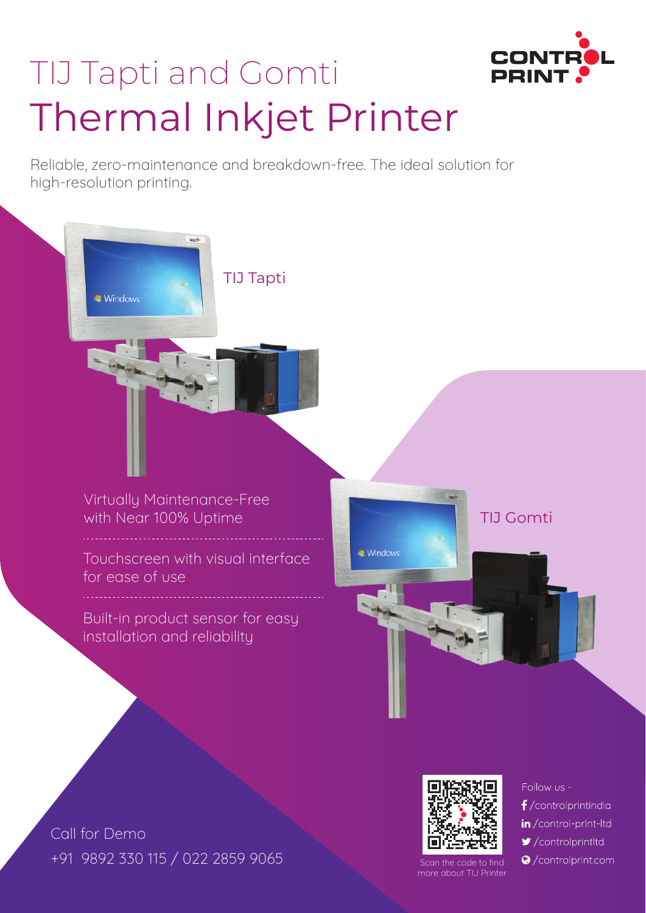# TIJ Tapti and Gomti
# Thermal Inkjet Printer

Reliable, zero-maintenance and breakdown-free. The ideal solution for high-resolution printing.

TIJ Tapti

TIJ Gomti

- Virtually Maintenance-Free with Near 100% Uptime
- Touchscreen with visual interface for ease of use
- Built-in product sensor for easy installation and reliability

Call for Demo
+91 9892 330 115 / 022 2859 9065

Scan the code to find more about TIJ Printer

Follow us -
- /controlprintindia
- /control-print-ltd
- /controlprintltd
- /controlprint.com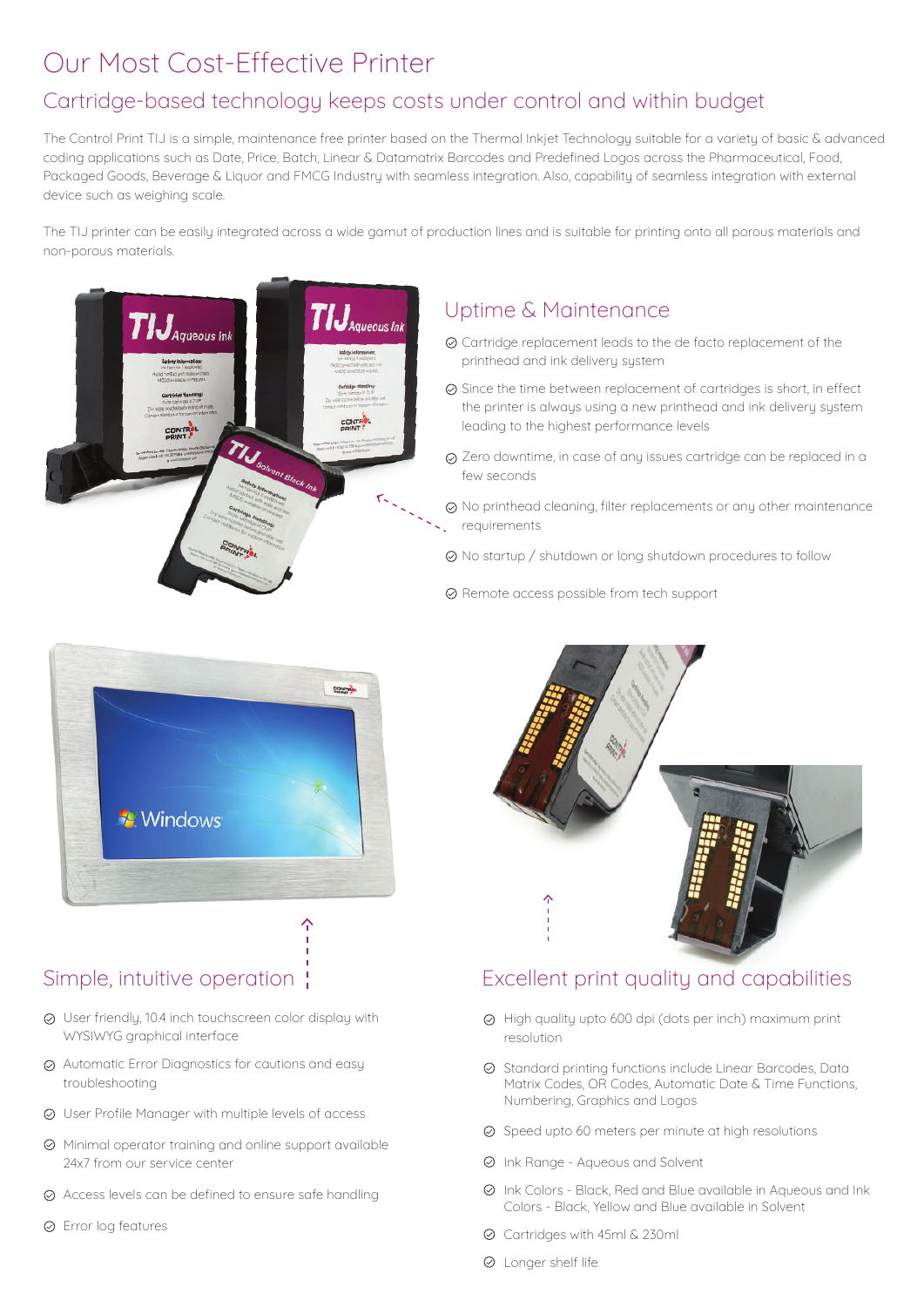# Our Most Cost-Effective Printer

## Cartridge-based technology keeps costs under control and within budget

The Control Print TIJ is a simple, maintenance free printer based on the Thermal Inkjet Technology suitable for a variety of basic & advanced coding applications such as Date, Price, Batch, Linear & Datamatrix Barcodes and Predefined Logos across the Pharmaceutical, Food, Packaged Goods, Beverage & Liquor and FMCG Industry with seamless integration. Also, capability of seamless integration with external device such as weighing scale.

The TIJ printer can be easily integrated across a wide gamut of production lines and is suitable for printing onto all porous materials and non-porous materials.

### Uptime & Maintenance

- Cartridge replacement leads to the de facto replacement of the printhead and ink delivery system
- Since the time between replacement of cartridges is short, in effect the printer is always using a new printhead and ink delivery system leading to the highest performance levels
- Zero downtime, in case of any issues cartridge can be replaced in a few seconds
- No printhead cleaning, filter replacements or any other maintenance requirements
- No startup / shutdown or long shutdown procedures to follow
- Remote access possible from tech support

### Simple, intuitive operation

- User friendly, 10.4 inch touchscreen color display with WYSIWYG graphical interface
- Automatic Error Diagnostics for cautions and easy troubleshooting
- User Profile Manager with multiple levels of access
- Minimal operator training and online support available 24x7 from our service center
- Access levels can be defined to ensure safe handling
- Error log features

### Excellent print quality and capabilities

- High quality upto 600 dpi (dots per inch) maximum print resolution
- Standard printing functions include Linear Barcodes, Data Matrix Codes, QR Codes, Automatic Date & Time Functions, Numbering, Graphics and Logos
- Speed upto 60 meters per minute at high resolutions
- Ink Range - Aqueous and Solvent
- Ink Colors - Black, Red and Blue available in Aqueous and Ink Colors - Black, Yellow and Blue available in Solvent
- Cartridges with 45ml & 230ml
- Longer shelf life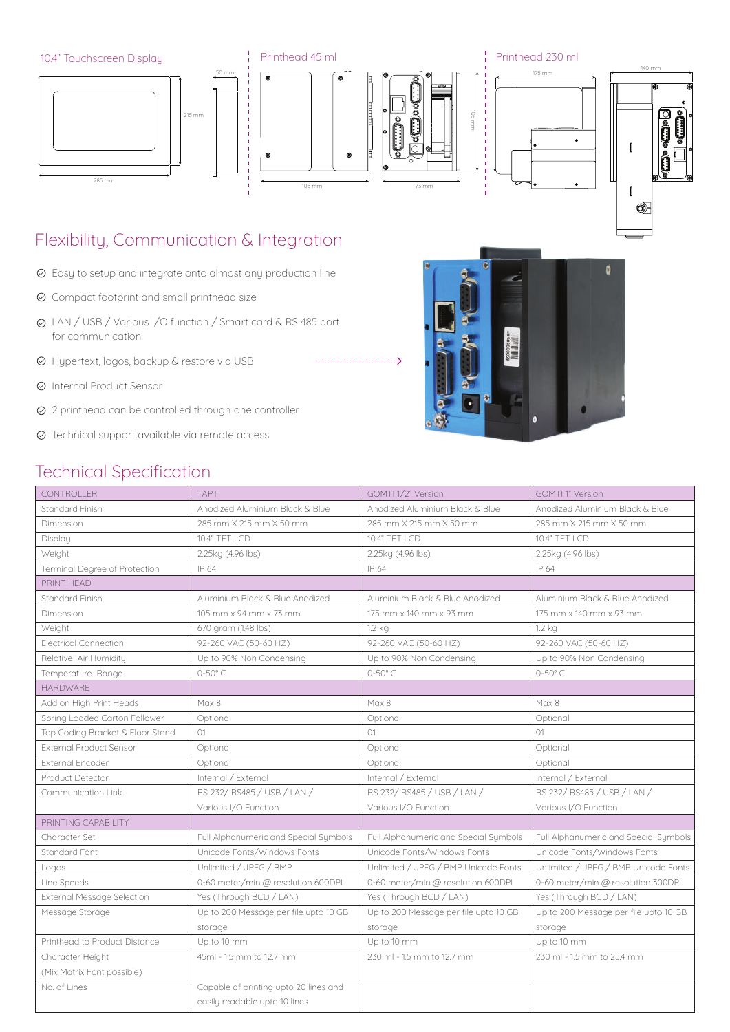10.4" Touchscreen Display

Printhead 45 ml

Printhead 230 ml

## Flexibility, Communication & Integration

- Easy to setup and integrate onto almost any production line
- Compact footprint and small printhead size
- LAN / USB / Various I/O function / Smart card & RS 485 port for communication
- Hypertext, logos, backup & restore via USB
- Internal Product Sensor
- 2 printhead can be controlled through one controller
- Technical support available via remote access

## Technical Specification

| CONTROLLER | TAPTI | GOMTI 1/2" Version | GOMTI 1" Version |
|---|---|---|---|
| Standard Finish | Anodized Aluminium Black & Blue | Anodized Aluminium Black & Blue | Anodized Aluminium Black & Blue |
| Dimension | 285 mm X 215 mm X 50 mm | 285 mm X 215 mm X 50 mm | 285 mm X 215 mm X 50 mm |
| Display | 10.4" TFT LCD | 10.4" TFT LCD | 10.4" TFT LCD |
| Weight | 2.25kg (4.96 lbs) | 2.25kg (4.96 lbs) | 2.25kg (4.96 lbs) |
| Terminal Degree of Protection | IP 64 | IP 64 | IP 64 |
| PRINT HEAD | | | |
| Standard Finish | Aluminium Black & Blue Anodized | Aluminium Black & Blue Anodized | Aluminium Black & Blue Anodized |
| Dimension | 105 mm x 94 mm x 73 mm | 175 mm x 140 mm x 93 mm | 175 mm x 140 mm x 93 mm |
| Weight | 670 gram (1.48 lbs) | 1.2 kg | 1.2 kg |
| Electrical Connection | 92-260 VAC (50-60 HZ) | 92-260 VAC (50-60 HZ) | 92-260 VAC (50-60 HZ) |
| Relative Air Humidity | Up to 90% Non Condensing | Up to 90% Non Condensing | Up to 90% Non Condensing |
| Temperature Range | 0-50° C | 0-50° C | 0-50° C |
| HARDWARE | | | |
| Add on High Print Heads | Max 8 | Max 8 | Max 8 |
| Spring Loaded Carton Follower | Optional | Optional | Optional |
| Top Coding Bracket & Floor Stand | 01 | 01 | 01 |
| External Product Sensor | Optional | Optional | Optional |
| External Encoder | Optional | Optional | Optional |
| Product Detector | Internal / External | Internal / External | Internal / External |
| Communication Link | RS 232/ RS485 / USB / LAN / Various I/O Function | RS 232/ RS485 / USB / LAN / Various I/O Function | RS 232/ RS485 / USB / LAN / Various I/O Function |
| PRINTING CAPABILITY | | | |
| Character Set | Full Alphanumeric and Special Symbols | Full Alphanumeric and Special Symbols | Full Alphanumeric and Special Symbols |
| Standard Font | Unicode Fonts/Windows Fonts | Unicode Fonts/Windows Fonts | Unicode Fonts/Windows Fonts |
| Logos | Unlimited / JPEG / BMP | Unlimited / JPEG / BMP Unicode Fonts | Unlimited / JPEG / BMP Unicode Fonts |
| Line Speeds | 0-60 meter/min @ resolution 600DPI | 0-60 meter/min @ resolution 600DPI | 0-60 meter/min @ resolution 300DPI |
| External Message Selection | Yes (Through BCD / LAN) | Yes (Through BCD / LAN) | Yes (Through BCD / LAN) |
| Message Storage | Up to 200 Message per file upto 10 GB storage | Up to 200 Message per file upto 10 GB storage | Up to 200 Message per file upto 10 GB storage |
| Printhead to Product Distance | Up to 10 mm | Up to 10 mm | Up to 10 mm |
| Character Height (Mix Matrix Font possible) | 45ml - 1.5 mm to 12.7 mm | 230 ml - 1.5 mm to 12.7 mm | 230 ml - 1.5 mm to 25.4 mm |
| No. of Lines | Capable of printing upto 20 lines and easily readable upto 10 lines | | |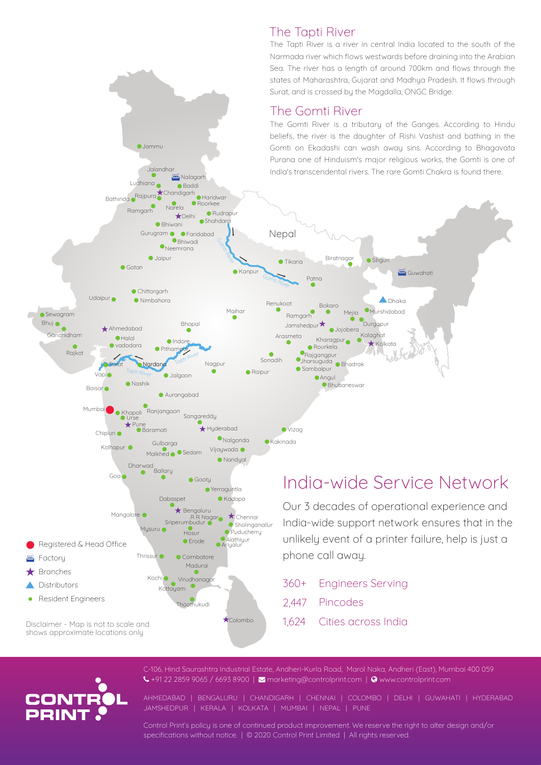## The Tapti River

The Tapti River is a river in central India located to the south of the Narmada river which flows westwards before draining into the Arabian Sea. The river has a length of around 700km and flows through the states of Maharashtra, Gujarat and Madhya Pradesh. It flows through Surat, and is crossed by the Magdalla, ONGC Bridge.

## The Gomti River

The Gomti River is a tributary of the Ganges. According to Hindu beliefs, the river is the daughter of Rishi Vashist and bathing in the Gomti on Ekadashi can wash away sins. According to Bhagavata Purana one of Hinduism's major religious works, the Gomti is one of India's transcendental rivers. The rare Gomti Chakra is found there.

Registered & Head Office

Factory

Branches

Distributors

Resident Engineers

Disclaimer - Map is not to scale and shows approximate locations only

# India-wide Service Network

Our 3 decades of operational experience and India-wide support network ensures that in the unlikely event of a printer failure, help is just a phone call away.

360+ Engineers Serving

2,447 Pincodes

1,624 Cities across India

C-106, Hind Saurashtra Industrial Estate, Andheri-Kurla Road, Marol Naka, Andheri (East), Mumbai 400 059
+91 22 2859 9065 / 6693 8900 | marketing@controlprint.com | www.controlprint.com

AHMEDABAD | BENGALURU | CHANDIGARH | CHENNAI | COLOMBO | DELHI | GUWAHATI | HYDERABAD
JAMSHEDPUR | KERALA | KOLKATA | MUMBAI | NEPAL | PUNE

Control Print's policy is one of continued product improvement. We reserve the right to alter design and/or specifications without notice. | © 2020 Control Print Limited | All rights reserved.